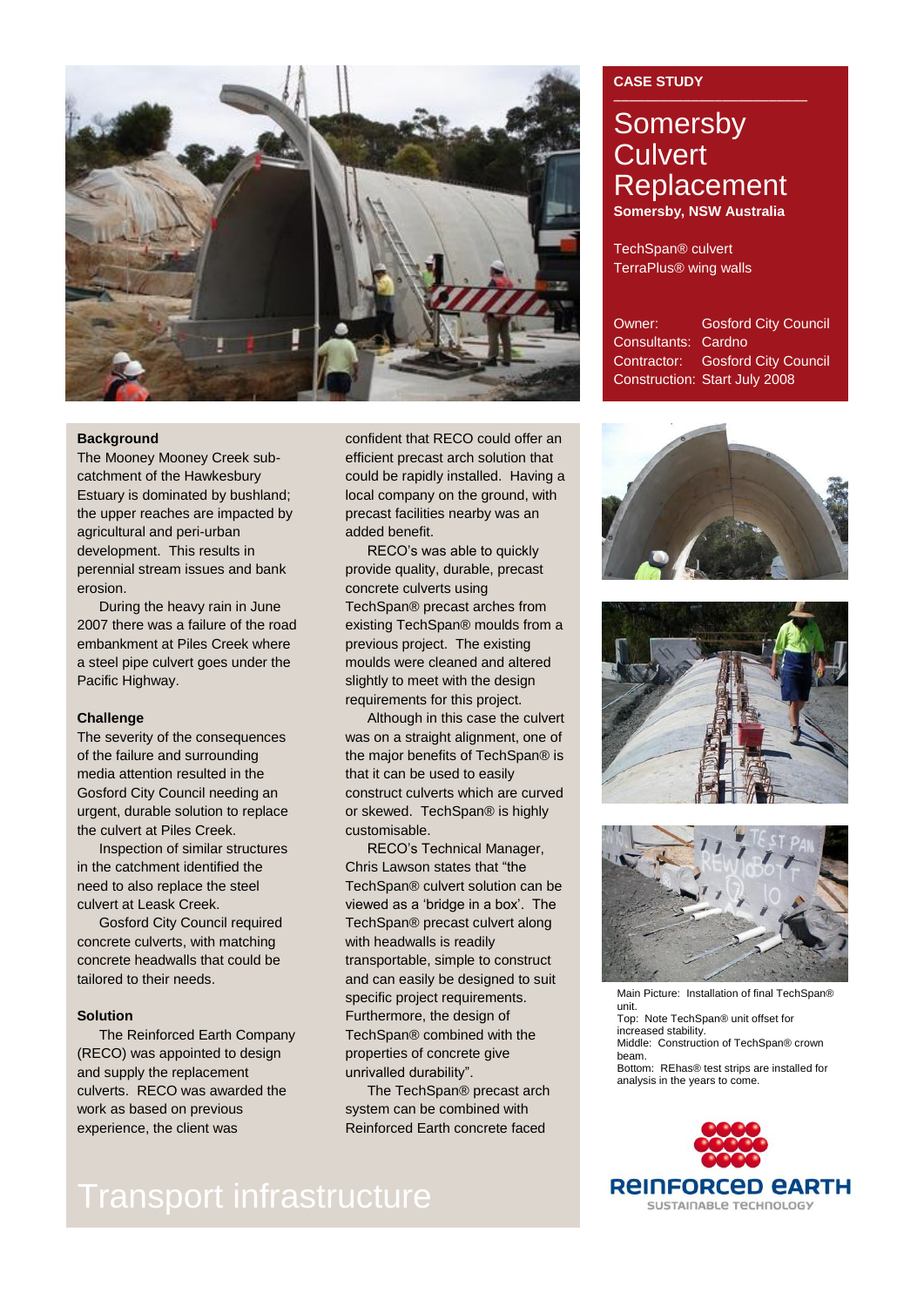CASE STUDY

# Somersby Culvert Replacement

**Somersby, NSW Australia**

TechSpan® culvert
TerraPlus® wing walls

| | |
|---|---|
| Owner: | Gosford City Council |
| Consultants: | Cardno |
| Contractor: | Gosford City Council |
| Construction: | Start July 2008 |

### Background

The Mooney Mooney Creek sub-catchment of the Hawkesbury Estuary is dominated by bushland; the upper reaches are impacted by agricultural and peri-urban development. This results in perennial stream issues and bank erosion.

During the heavy rain in June 2007 there was a failure of the road embankment at Piles Creek where a steel pipe culvert goes under the Pacific Highway.

### Challenge

The severity of the consequences of the failure and surrounding media attention resulted in the Gosford City Council needing an urgent, durable solution to replace the culvert at Piles Creek.

Inspection of similar structures in the catchment identified the need to also replace the steel culvert at Leask Creek.

Gosford City Council required concrete culverts, with matching concrete headwalls that could be tailored to their needs.

### Solution

The Reinforced Earth Company (RECO) was appointed to design and supply the replacement culverts. RECO was awarded the work as based on previous experience, the client was confident that RECO could offer an efficient precast arch solution that could be rapidly installed. Having a local company on the ground, with precast facilities nearby was an added benefit.

RECO's was able to quickly provide quality, durable, precast concrete culverts using TechSpan® precast arches from existing TechSpan® moulds from a previous project. The existing moulds were cleaned and altered slightly to meet with the design requirements for this project.

Although in this case the culvert was on a straight alignment, one of the major benefits of TechSpan® is that it can be used to easily construct culverts which are curved or skewed. TechSpan® is highly customisable.

RECO's Technical Manager, Chris Lawson states that "the TechSpan® culvert solution can be viewed as a 'bridge in a box'. The TechSpan® precast culvert along with headwalls is readily transportable, simple to construct and can easily be designed to suit specific project requirements. Furthermore, the design of TechSpan® combined with the properties of concrete give unrivalled durability".

The TechSpan® precast arch system can be combined with Reinforced Earth concrete faced

Main Picture: Installation of final TechSpan® unit.
Top: Note TechSpan® unit offset for increased stability.
Middle: Construction of TechSpan® crown beam.
Bottom: REhas® test strips are installed for analysis in the years to come.

Transport infrastructure

REINFORCED EARTH
SUSTAINABLE TECHNOLOGY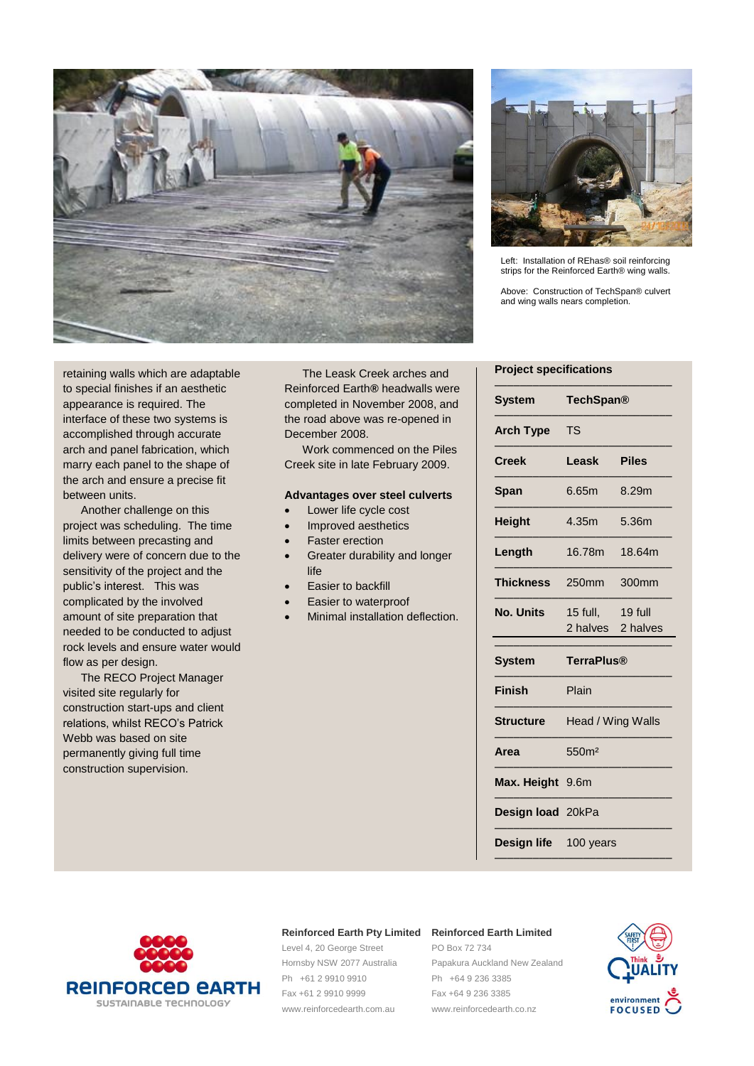Left: Installation of REhas® soil reinforcing strips for the Reinforced Earth® wing walls.

Above: Construction of TechSpan® culvert and wing walls nears completion.

retaining walls which are adaptable to special finishes if an aesthetic appearance is required. The interface of these two systems is accomplished through accurate arch and panel fabrication, which marry each panel to the shape of the arch and ensure a precise fit between units.

Another challenge on this project was scheduling. The time limits between precasting and delivery were of concern due to the sensitivity of the project and the public's interest. This was complicated by the involved amount of site preparation that needed to be conducted to adjust rock levels and ensure water would flow as per design.

The RECO Project Manager visited site regularly for construction start-ups and client relations, whilst RECO's Patrick Webb was based on site permanently giving full time construction supervision.

The Leask Creek arches and Reinforced Earth**®** headwalls were completed in November 2008, and the road above was re-opened in December 2008.

Work commenced on the Piles Creek site in late February 2009.

**Advantages over steel culverts**

- Lower life cycle cost
- Improved aesthetics
- Faster erection
- Greater durability and longer life
- Easier to backfill
- Easier to waterproof
- Minimal installation deflection.

**Project specifications**

| | | |
|---|---|---|
| **System** | **TechSpan®** | |
| **Arch Type** | TS | |
| **Creek** | **Leask** | **Piles** |
| **Span** | 6.65m | 8.29m |
| **Height** | 4.35m | 5.36m |
| **Length** | 16.78m | 18.64m |
| **Thickness** | 250mm | 300mm |
| **No. Units** | 15 full, 2 halves | 19 full 2 halves |
| **System** | **TerraPlus®** | |
| **Finish** | Plain | |
| **Structure** | Head / Wing Walls | |
| **Area** | 550m² | |
| **Max. Height** | 9.6m | |
| **Design load** | 20kPa | |
| **Design life** | 100 years | |

REINFORCED EARTH
SUSTAINABLE TECHNOLOGY

**Reinforced Earth Pty Limited**
Level 4, 20 George Street
Hornsby NSW 2077 Australia
Ph +61 2 9910 9910
Fax +61 2 9910 9999
www.reinforcedearth.com.au

**Reinforced Earth Limited**
PO Box 72 734
Papakura Auckland New Zealand
Ph +64 9 236 3385
Fax +64 9 236 3385
www.reinforcedearth.co.nz